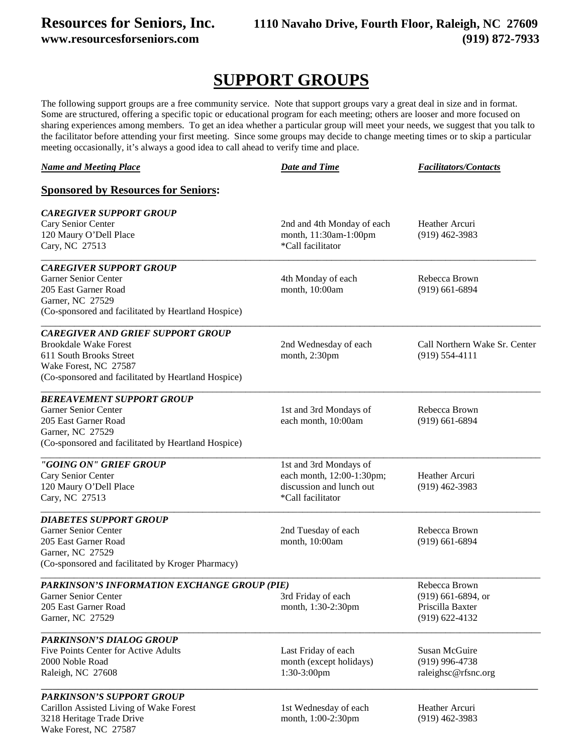**Resources for Seniors, Inc.** **1110 Navaho Drive, Fourth Floor, Raleigh, NC 27609**
**www.resourcesforseniors.com** **(919) 872-7933**

# SUPPORT GROUPS

The following support groups are a free community service. Note that support groups vary a great deal in size and in format. Some are structured, offering a specific topic or educational program for each meeting; others are looser and more focused on sharing experiences among members. To get an idea whether a particular group will meet your needs, we suggest that you talk to the facilitator before attending your first meeting. Since some groups may decide to change meeting times or to skip a particular meeting occasionally, it's always a good idea to call ahead to verify time and place.

| ***Name and Meeting Place*** | ***Date and Time*** | ***Facilitators/Contacts*** |
|---|---|---|
| **Sponsored by Resources for Seniors:** | | |
| ***CAREGIVER SUPPORT GROUP***<br>Cary Senior Center<br>120 Maury O'Dell Place<br>Cary, NC 27513 | 2nd and 4th Monday of each month, 11:30am-1:00pm<br>*Call facilitator | Heather Arcuri<br>(919) 462-3983 |
| ***CAREGIVER SUPPORT GROUP***<br>Garner Senior Center<br>205 East Garner Road<br>Garner, NC 27529<br>(Co-sponsored and facilitated by Heartland Hospice) | 4th Monday of each month, 10:00am | Rebecca Brown<br>(919) 661-6894 |
| ***CAREGIVER AND GRIEF SUPPORT GROUP***<br>Brookdale Wake Forest<br>611 South Brooks Street<br>Wake Forest, NC 27587<br>(Co-sponsored and facilitated by Heartland Hospice) | 2nd Wednesday of each month, 2:30pm | Call Northern Wake Sr. Center<br>(919) 554-4111 |
| ***BEREAVEMENT SUPPORT GROUP***<br>Garner Senior Center<br>205 East Garner Road<br>Garner, NC 27529<br>(Co-sponsored and facilitated by Heartland Hospice) | 1st and 3rd Mondays of each month, 10:00am | Rebecca Brown<br>(919) 661-6894 |
| ***"GOING ON" GRIEF GROUP***<br>Cary Senior Center<br>120 Maury O'Dell Place<br>Cary, NC 27513 | 1st and 3rd Mondays of each month, 12:00-1:30pm; discussion and lunch out<br>*Call facilitator | Heather Arcuri<br>(919) 462-3983 |
| ***DIABETES SUPPORT GROUP***<br>Garner Senior Center<br>205 East Garner Road<br>Garner, NC 27529<br>(Co-sponsored and facilitated by Kroger Pharmacy) | 2nd Tuesday of each month, 10:00am | Rebecca Brown<br>(919) 661-6894 |
| ***PARKINSON'S INFORMATION EXCHANGE GROUP (PIE)***<br>Garner Senior Center<br>205 East Garner Road<br>Garner, NC 27529 | 3rd Friday of each month, 1:30-2:30pm | Rebecca Brown<br>(919) 661-6894, or<br>Priscilla Baxter<br>(919) 622-4132 |
| ***PARKINSON'S DIALOG GROUP***<br>Five Points Center for Active Adults<br>2000 Noble Road<br>Raleigh, NC 27608 | Last Friday of each month (except holidays)<br>1:30-3:00pm | Susan McGuire<br>(919) 996-4738<br>raleighsc@rfsnc.org |
| ***PARKINSON'S SUPPORT GROUP***<br>Carillon Assisted Living of Wake Forest<br>3218 Heritage Trade Drive<br>Wake Forest, NC 27587 | 1st Wednesday of each month, 1:00-2:30pm | Heather Arcuri<br>(919) 462-3983 |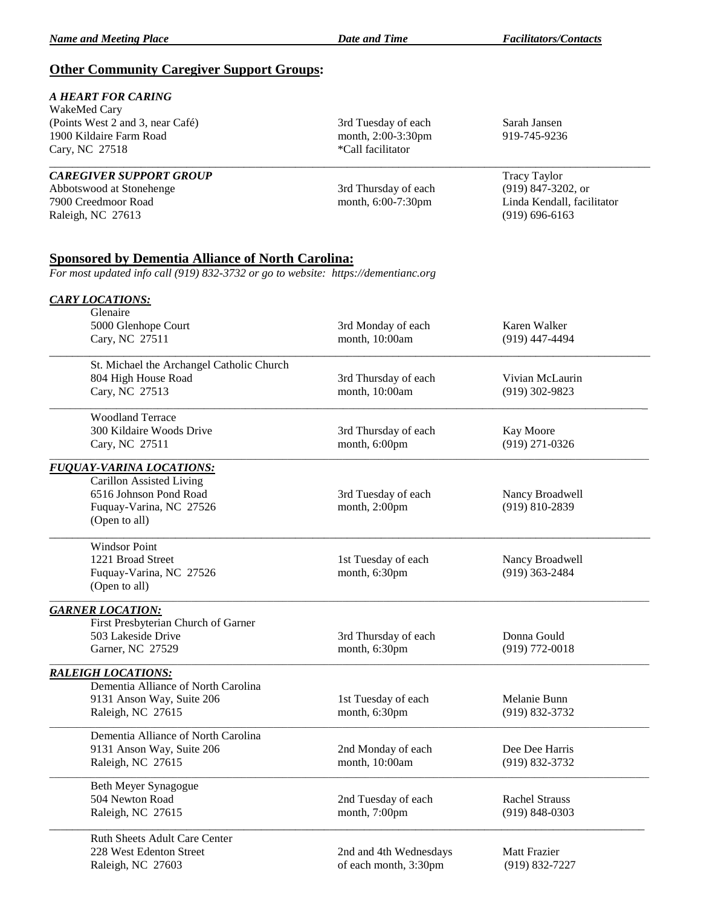| *Name and Meeting Place* | *Date and Time* | *Facilitators/Contacts* |
|---|---|---|

## Other Community Caregiver Support Groups:

| Name and Meeting Place | Date and Time | Facilitators/Contacts |
|---|---|---|
| ***A HEART FOR CARING***<br>WakeMed Cary<br>(Points West 2 and 3, near Café)<br>1900 Kildaire Farm Road<br>Cary, NC 27518 | 3rd Tuesday of each month, 2:00-3:30pm<br>*Call facilitator | Sarah Jansen<br>919-745-9236 |
| ***CAREGIVER SUPPORT GROUP***<br>Abbotswood at Stonehenge<br>7900 Creedmoor Road<br>Raleigh, NC 27613 | 3rd Thursday of each month, 6:00-7:30pm | Tracy Taylor<br>(919) 847-3202, or<br>Linda Kendall, facilitator<br>(919) 696-6163 |

## Sponsored by Dementia Alliance of North Carolina:

*For most updated info call (919) 832-3732 or go to website: https://dementianc.org*

### *CARY LOCATIONS:*

| Name and Meeting Place | Date and Time | Facilitators/Contacts |
|---|---|---|
| Glenaire<br>5000 Glenhope Court<br>Cary, NC 27511 | 3rd Monday of each month, 10:00am | Karen Walker<br>(919) 447-4494 |
| St. Michael the Archangel Catholic Church<br>804 High House Road<br>Cary, NC 27513 | 3rd Thursday of each month, 10:00am | Vivian McLaurin<br>(919) 302-9823 |
| Woodland Terrace<br>300 Kildaire Woods Drive<br>Cary, NC 27511 | 3rd Thursday of each month, 6:00pm | Kay Moore<br>(919) 271-0326 |

### *FUQUAY-VARINA LOCATIONS:*

| Name and Meeting Place | Date and Time | Facilitators/Contacts |
|---|---|---|
| Carillon Assisted Living<br>6516 Johnson Pond Road<br>Fuquay-Varina, NC 27526<br>(Open to all) | 3rd Tuesday of each month, 2:00pm | Nancy Broadwell<br>(919) 810-2839 |
| Windsor Point<br>1221 Broad Street<br>Fuquay-Varina, NC 27526<br>(Open to all) | 1st Tuesday of each month, 6:30pm | Nancy Broadwell<br>(919) 363-2484 |

### *GARNER LOCATION:*

| Name and Meeting Place | Date and Time | Facilitators/Contacts |
|---|---|---|
| First Presbyterian Church of Garner<br>503 Lakeside Drive<br>Garner, NC 27529 | 3rd Thursday of each month, 6:30pm | Donna Gould<br>(919) 772-0018 |

### *RALEIGH LOCATIONS:*

| Name and Meeting Place | Date and Time | Facilitators/Contacts |
|---|---|---|
| Dementia Alliance of North Carolina<br>9131 Anson Way, Suite 206<br>Raleigh, NC 27615 | 1st Tuesday of each month, 6:30pm | Melanie Bunn<br>(919) 832-3732 |
| Dementia Alliance of North Carolina<br>9131 Anson Way, Suite 206<br>Raleigh, NC 27615 | 2nd Monday of each month, 10:00am | Dee Dee Harris<br>(919) 832-3732 |
| Beth Meyer Synagogue<br>504 Newton Road<br>Raleigh, NC 27615 | 2nd Tuesday of each month, 7:00pm | Rachel Strauss<br>(919) 848-0303 |
| Ruth Sheets Adult Care Center<br>228 West Edenton Street<br>Raleigh, NC 27603 | 2nd and 4th Wednesdays of each month, 3:30pm | Matt Frazier<br>(919) 832-7227 |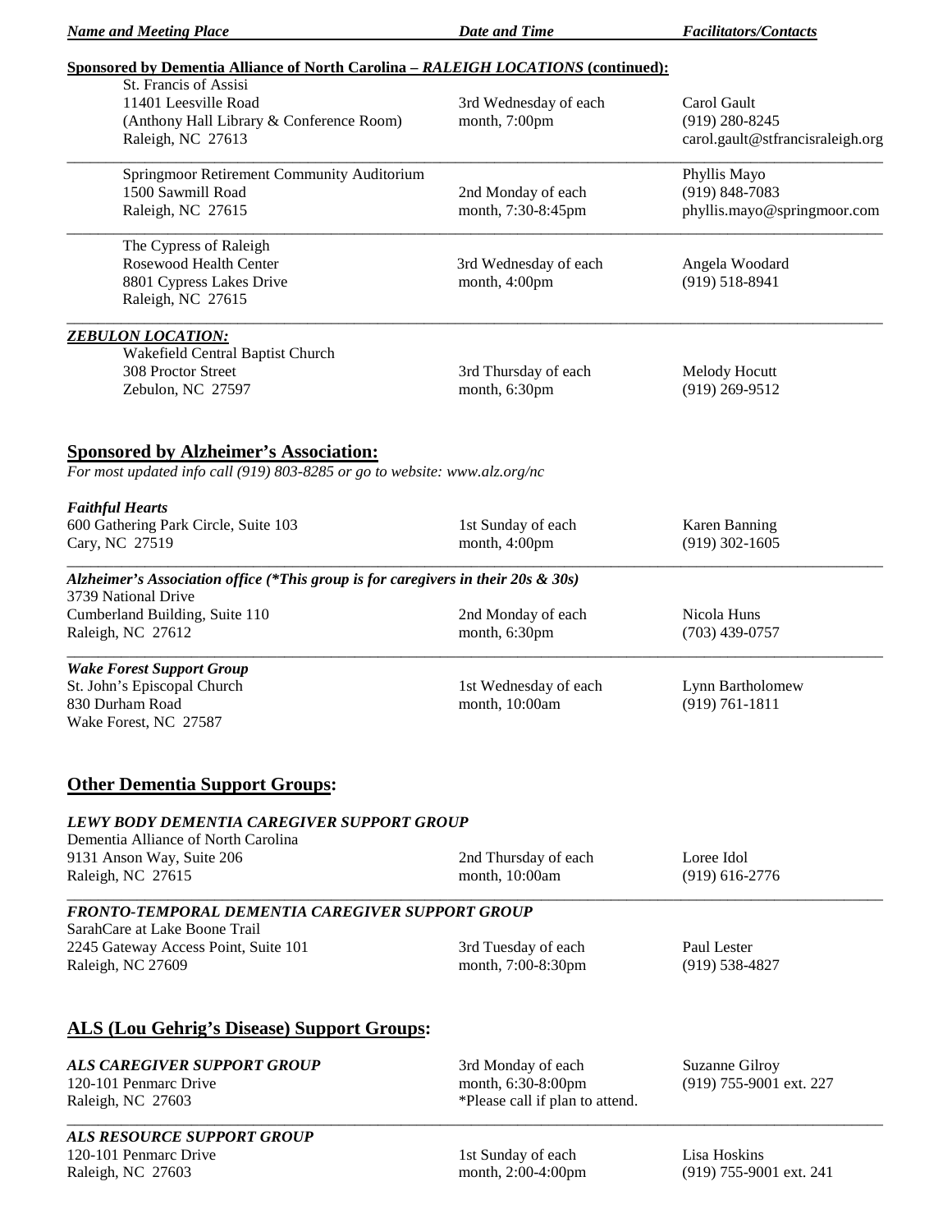| *Name and Meeting Place* | *Date and Time* | *Facilitators/Contacts* |
|---|---|---|

**Sponsored by Dementia Alliance of North Carolina – *RALEIGH LOCATIONS* (continued):**

| Name and Meeting Place | Date and Time | Facilitators/Contacts |
|---|---|---|
| St. Francis of Assisi<br>11401 Leesville Road<br>(Anthony Hall Library & Conference Room)<br>Raleigh, NC 27613 | 3rd Wednesday of each month, 7:00pm | Carol Gault<br>(919) 280-8245<br>carol.gault@stfrancisraleigh.org |
| Springmoor Retirement Community Auditorium<br>1500 Sawmill Road<br>Raleigh, NC 27615 | 2nd Monday of each month, 7:30-8:45pm | Phyllis Mayo<br>(919) 848-7083<br>phyllis.mayo@springmoor.com |
| The Cypress of Raleigh<br>Rosewood Health Center<br>8801 Cypress Lakes Drive<br>Raleigh, NC 27615 | 3rd Wednesday of each month, 4:00pm | Angela Woodard<br>(919) 518-8941 |

***ZEBULON LOCATION:***

| Name and Meeting Place | Date and Time | Facilitators/Contacts |
|---|---|---|
| Wakefield Central Baptist Church<br>308 Proctor Street<br>Zebulon, NC 27597 | 3rd Thursday of each month, 6:30pm | Melody Hocutt<br>(919) 269-9512 |

## Sponsored by Alzheimer's Association:

*For most updated info call (919) 803-8285 or go to website: www.alz.org/nc*

| Name and Meeting Place | Date and Time | Facilitators/Contacts |
|---|---|---|
| ***Faithful Hearts***<br>600 Gathering Park Circle, Suite 103<br>Cary, NC 27519 | 1st Sunday of each month, 4:00pm | Karen Banning<br>(919) 302-1605 |
| ***Alzheimer's Association office (*This group is for caregivers in their 20s & 30s)***<br>3739 National Drive<br>Cumberland Building, Suite 110<br>Raleigh, NC 27612 | 2nd Monday of each month, 6:30pm | Nicola Huns<br>(703) 439-0757 |
| ***Wake Forest Support Group***<br>St. John's Episcopal Church<br>830 Durham Road<br>Wake Forest, NC 27587 | 1st Wednesday of each month, 10:00am | Lynn Bartholomew<br>(919) 761-1811 |

## Other Dementia Support Groups:

| Name and Meeting Place | Date and Time | Facilitators/Contacts |
|---|---|---|
| ***LEWY BODY DEMENTIA CAREGIVER SUPPORT GROUP***<br>Dementia Alliance of North Carolina<br>9131 Anson Way, Suite 206<br>Raleigh, NC 27615 | 2nd Thursday of each month, 10:00am | Loree Idol<br>(919) 616-2776 |
| ***FRONTO-TEMPORAL DEMENTIA CAREGIVER SUPPORT GROUP***<br>SarahCare at Lake Boone Trail<br>2245 Gateway Access Point, Suite 101<br>Raleigh, NC 27609 | 3rd Tuesday of each month, 7:00-8:30pm | Paul Lester<br>(919) 538-4827 |

## ALS (Lou Gehrig's Disease) Support Groups:

| Name and Meeting Place | Date and Time | Facilitators/Contacts |
|---|---|---|
| ***ALS CAREGIVER SUPPORT GROUP***<br>120-101 Penmarc Drive<br>Raleigh, NC 27603 | 3rd Monday of each month, 6:30-8:00pm<br>*Please call if plan to attend. | Suzanne Gilroy<br>(919) 755-9001 ext. 227 |
| ***ALS RESOURCE SUPPORT GROUP***<br>120-101 Penmarc Drive<br>Raleigh, NC 27603 | 1st Sunday of each month, 2:00-4:00pm | Lisa Hoskins<br>(919) 755-9001 ext. 241 |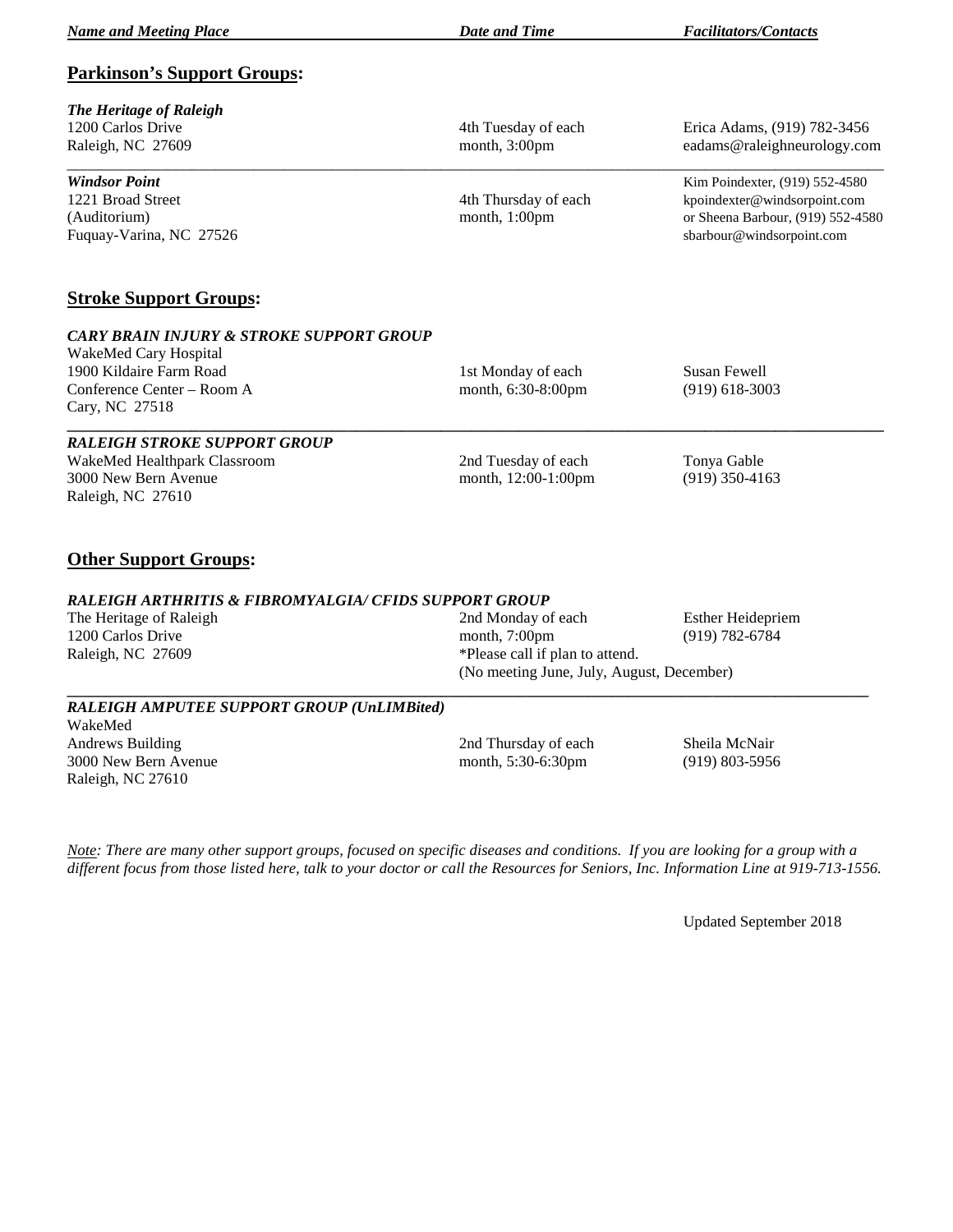| ***Name and Meeting Place*** | ***Date and Time*** | ***Facilitators/Contacts*** |
|---|---|---|

## Parkinson's Support Groups:

| | | |
|---|---|---|
| ***The Heritage of Raleigh***<br>1200 Carlos Drive<br>Raleigh, NC 27609 | 4th Tuesday of each month, 3:00pm | Erica Adams, (919) 782-3456<br>eadams@raleighneurology.com |
| ***Windsor Point***<br>1221 Broad Street<br>(Auditorium)<br>Fuquay-Varina, NC 27526 | 4th Thursday of each month, 1:00pm | Kim Poindexter, (919) 552-4580<br>kpoindexter@windsorpoint.com<br>or Sheena Barbour, (919) 552-4580<br>sbarbour@windsorpoint.com |

## Stroke Support Groups:

| | | |
|---|---|---|
| ***CARY BRAIN INJURY & STROKE SUPPORT GROUP***<br>WakeMed Cary Hospital<br>1900 Kildaire Farm Road<br>Conference Center – Room A<br>Cary, NC 27518 | 1st Monday of each month, 6:30-8:00pm | Susan Fewell<br>(919) 618-3003 |
| ***RALEIGH STROKE SUPPORT GROUP***<br>WakeMed Healthpark Classroom<br>3000 New Bern Avenue<br>Raleigh, NC 27610 | 2nd Tuesday of each month, 12:00-1:00pm | Tonya Gable<br>(919) 350-4163 |

## Other Support Groups:

| | | |
|---|---|---|
| ***RALEIGH ARTHRITIS & FIBROMYALGIA/ CFIDS SUPPORT GROUP***<br>The Heritage of Raleigh<br>1200 Carlos Drive<br>Raleigh, NC 27609 | 2nd Monday of each month, 7:00pm<br>*Please call if plan to attend.<br>(No meeting June, July, August, December) | Esther Heidepriem<br>(919) 782-6784 |
| ***RALEIGH AMPUTEE SUPPORT GROUP (UnLIMBited)***<br>WakeMed<br>Andrews Building<br>3000 New Bern Avenue<br>Raleigh, NC 27610 | 2nd Thursday of each month, 5:30-6:30pm | Sheila McNair<br>(919) 803-5956 |

*Note: There are many other support groups, focused on specific diseases and conditions. If you are looking for a group with a different focus from those listed here, talk to your doctor or call the Resources for Seniors, Inc. Information Line at 919-713-1556.*

Updated September 2018